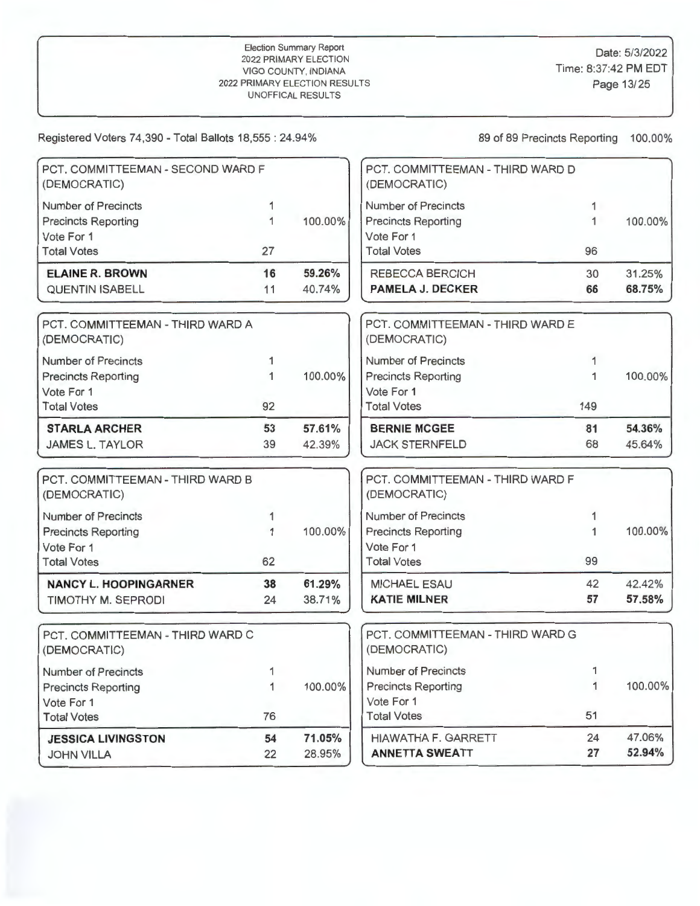Election Summary Report
2022 PRIMARY ELECTION
VIGO COUNTY, INDIANA
2022 PRIMARY ELECTION RESULTS
UNOFFICAL RESULTS

Date: 5/3/2022
Time: 8:37:42 PM EDT

Registered Voters 74,390 - Total Ballots 18,555 : 24.94%

89 of 89 Precincts Reporting 100.00%

### PCT. COMMITTEEMAN - SECOND WARD F (DEMOCRATIC)

| | | |
|---|---|---|
| Number of Precincts | 1 | |
| Precincts Reporting | 1 | 100.00% |
| Vote For 1 | | |
| Total Votes | 27 | |
| **ELAINE R. BROWN** | **16** | **59.26%** |
| QUENTIN ISABELL | 11 | 40.74% |

### PCT. COMMITTEEMAN - THIRD WARD A (DEMOCRATIC)

| | | |
|---|---|---|
| Number of Precincts | 1 | |
| Precincts Reporting | 1 | 100.00% |
| Vote For 1 | | |
| Total Votes | 92 | |
| **STARLA ARCHER** | **53** | **57.61%** |
| JAMES L. TAYLOR | 39 | 42.39% |

### PCT. COMMITTEEMAN - THIRD WARD B (DEMOCRATIC)

| | | |
|---|---|---|
| Number of Precincts | 1 | |
| Precincts Reporting | 1 | 100.00% |
| Vote For 1 | | |
| Total Votes | 62 | |
| **NANCY L. HOOPINGARNER** | **38** | **61.29%** |
| TIMOTHY M. SEPRODI | 24 | 38.71% |

### PCT. COMMITTEEMAN - THIRD WARD C (DEMOCRATIC)

| | | |
|---|---|---|
| Number of Precincts | 1 | |
| Precincts Reporting | 1 | 100.00% |
| Vote For 1 | | |
| Total Votes | 76 | |
| **JESSICA LIVINGSTON** | **54** | **71.05%** |
| JOHN VILLA | 22 | 28.95% |

### PCT. COMMITTEEMAN - THIRD WARD D (DEMOCRATIC)

| | | |
|---|---|---|
| Number of Precincts | 1 | |
| Precincts Reporting | 1 | 100.00% |
| Vote For 1 | | |
| Total Votes | 96 | |
| REBECCA BERCICH | 30 | 31.25% |
| **PAMELA J. DECKER** | **66** | **68.75%** |

### PCT. COMMITTEEMAN - THIRD WARD E (DEMOCRATIC)

| | | |
|---|---|---|
| Number of Precincts | 1 | |
| Precincts Reporting | 1 | 100.00% |
| Vote For 1 | | |
| Total Votes | 149 | |
| **BERNIE MCGEE** | **81** | **54.36%** |
| JACK STERNFELD | 68 | 45.64% |

### PCT. COMMITTEEMAN - THIRD WARD F (DEMOCRATIC)

| | | |
|---|---|---|
| Number of Precincts | 1 | |
| Precincts Reporting | 1 | 100.00% |
| Vote For 1 | | |
| Total Votes | 99 | |
| MICHAEL ESAU | 42 | 42.42% |
| **KATIE MILNER** | **57** | **57.58%** |

### PCT. COMMITTEEMAN - THIRD WARD G (DEMOCRATIC)

| | | |
|---|---|---|
| Number of Precincts | 1 | |
| Precincts Reporting | 1 | 100.00% |
| Vote For 1 | | |
| Total Votes | 51 | |
| HIAWATHA F. GARRETT | 24 | 47.06% |
| **ANNETTA SWEATT** | **27** | **52.94%** |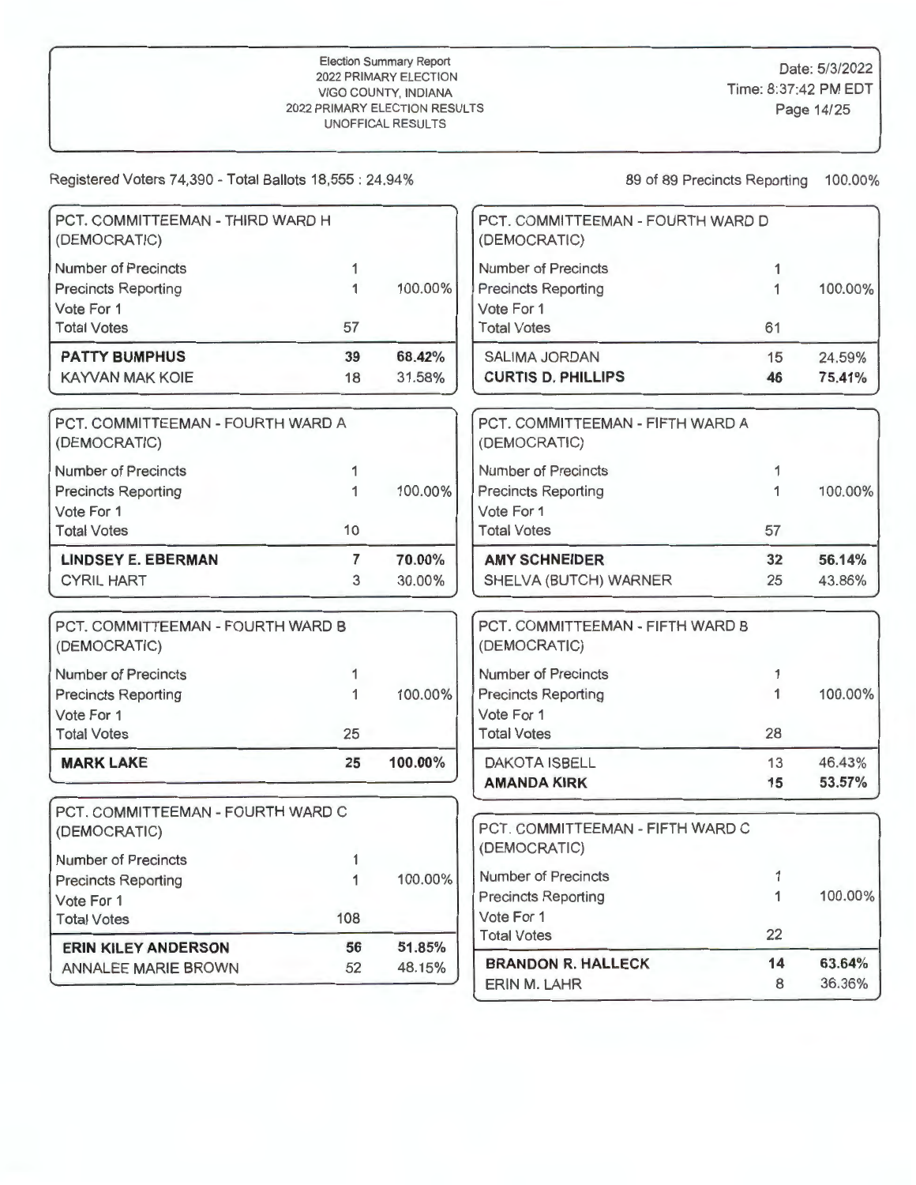Election Summary Report
2022 PRIMARY ELECTION
VIGO COUNTY, INDIANA
2022 PRIMARY ELECTION RESULTS
UNOFFICAL RESULTS

Date: 5/3/2022
Time: 8:37:42 PM EDT

Registered Voters 74,390 - Total Ballots 18,555 : 24.94%

89 of 89 Precincts Reporting 100.00%

### PCT. COMMITTEEMAN - THIRD WARD H (DEMOCRATIC)

| | | |
|---|---|---|
| Number of Precincts | 1 | |
| Precincts Reporting | 1 | 100.00% |
| Vote For 1 | | |
| Total Votes | 57 | |
| **PATTY BUMPHUS** | **39** | **68.42%** |
| KAYVAN MAK KOIE | 18 | 31.58% |

### PCT. COMMITTEEMAN - FOURTH WARD A (DEMOCRATIC)

| | | |
|---|---|---|
| Number of Precincts | 1 | |
| Precincts Reporting | 1 | 100.00% |
| Vote For 1 | | |
| Total Votes | 10 | |
| **LINDSEY E. EBERMAN** | **7** | **70.00%** |
| CYRIL HART | 3 | 30.00% |

### PCT. COMMITTEEMAN - FOURTH WARD B (DEMOCRATIC)

| | | |
|---|---|---|
| Number of Precincts | 1 | |
| Precincts Reporting | 1 | 100.00% |
| Vote For 1 | | |
| Total Votes | 25 | |
| **MARK LAKE** | **25** | **100.00%** |

### PCT. COMMITTEEMAN - FOURTH WARD C (DEMOCRATIC)

| | | |
|---|---|---|
| Number of Precincts | 1 | |
| Precincts Reporting | 1 | 100.00% |
| Vote For 1 | | |
| Total Votes | 108 | |
| **ERIN KILEY ANDERSON** | **56** | **51.85%** |
| ANNALEE MARIE BROWN | 52 | 48.15% |

### PCT. COMMITTEEMAN - FOURTH WARD D (DEMOCRATIC)

| | | |
|---|---|---|
| Number of Precincts | 1 | |
| Precincts Reporting | 1 | 100.00% |
| Vote For 1 | | |
| Total Votes | 61 | |
| SALIMA JORDAN | 15 | 24.59% |
| **CURTIS D. PHILLIPS** | **46** | **75.41%** |

### PCT. COMMITTEEMAN - FIFTH WARD A (DEMOCRATIC)

| | | |
|---|---|---|
| Number of Precincts | 1 | |
| Precincts Reporting | 1 | 100.00% |
| Vote For 1 | | |
| Total Votes | 57 | |
| **AMY SCHNEIDER** | **32** | **56.14%** |
| SHELVA (BUTCH) WARNER | 25 | 43.86% |

### PCT. COMMITTEEMAN - FIFTH WARD B (DEMOCRATIC)

| | | |
|---|---|---|
| Number of Precincts | 1 | |
| Precincts Reporting | 1 | 100.00% |
| Vote For 1 | | |
| Total Votes | 28 | |
| DAKOTA ISBELL | 13 | 46.43% |
| **AMANDA KIRK** | **15** | **53.57%** |

### PCT. COMMITTEEMAN - FIFTH WARD C (DEMOCRATIC)

| | | |
|---|---|---|
| Number of Precincts | 1 | |
| Precincts Reporting | 1 | 100.00% |
| Vote For 1 | | |
| Total Votes | 22 | |
| **BRANDON R. HALLECK** | **14** | **63.64%** |
| ERIN M. LAHR | 8 | 36.36% |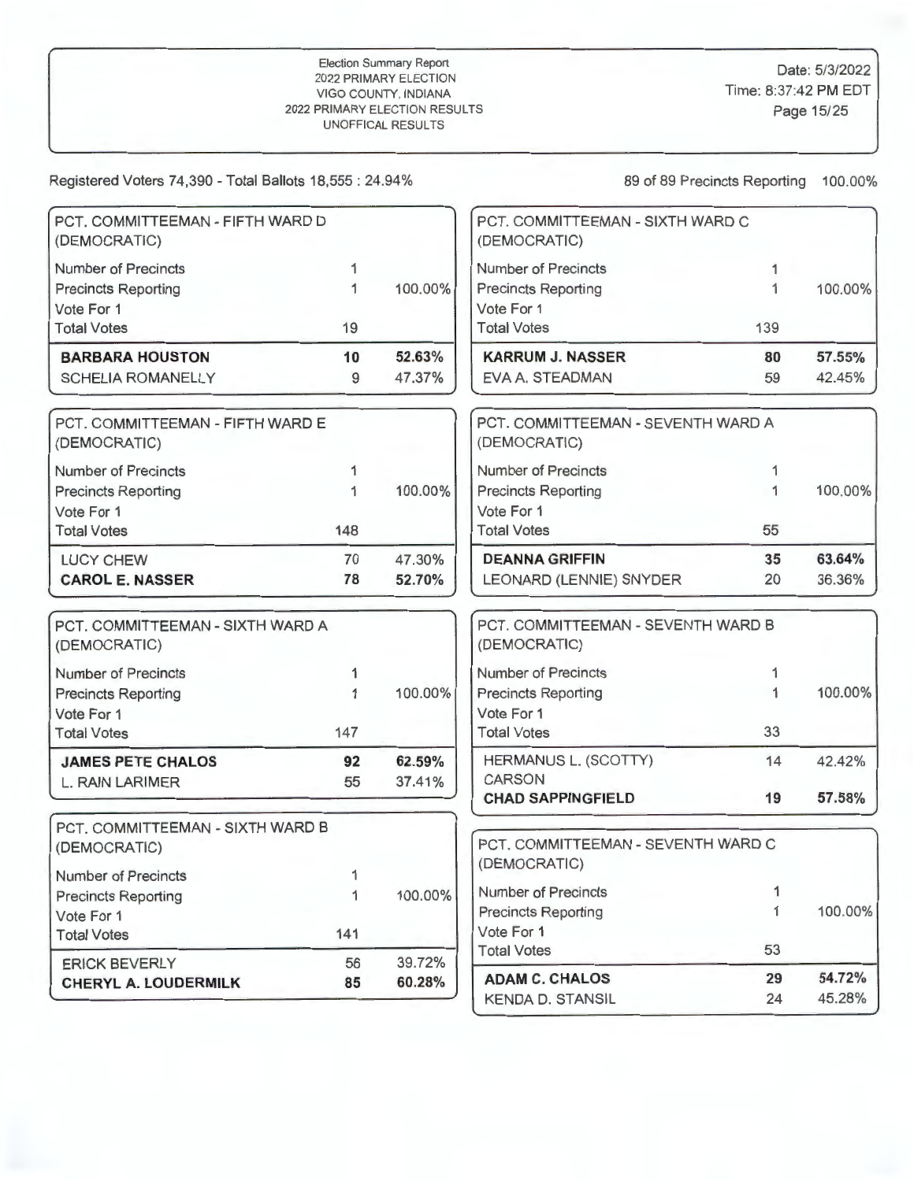Election Summary Report
2022 PRIMARY ELECTION
VIGO COUNTY, INDIANA
2022 PRIMARY ELECTION RESULTS
UNOFFICAL RESULTS

Date: 5/3/2022
Time: 8:37:42 PM EDT

Registered Voters 74,390 - Total Ballots 18,555 : 24.94%

89 of 89 Precincts Reporting 100.00%

### PCT. COMMITTEEMAN - FIFTH WARD D (DEMOCRATIC)

| | | |
|---|---|---|
| Number of Precincts | 1 | |
| Precincts Reporting | 1 | 100.00% |
| Vote For 1 | | |
| Total Votes | 19 | |
| **BARBARA HOUSTON** | **10** | **52.63%** |
| SCHELIA ROMANELLY | 9 | 47.37% |

### PCT. COMMITTEEMAN - FIFTH WARD E (DEMOCRATIC)

| | | |
|---|---|---|
| Number of Precincts | 1 | |
| Precincts Reporting | 1 | 100.00% |
| Vote For 1 | | |
| Total Votes | 148 | |
| LUCY CHEW | 70 | 47.30% |
| **CAROL E. NASSER** | **78** | **52.70%** |

### PCT. COMMITTEEMAN - SIXTH WARD A (DEMOCRATIC)

| | | |
|---|---|---|
| Number of Precincts | 1 | |
| Precincts Reporting | 1 | 100.00% |
| Vote For 1 | | |
| Total Votes | 147 | |
| **JAMES PETE CHALOS** | **92** | **62.59%** |
| L. RAIN LARIMER | 55 | 37.41% |

### PCT. COMMITTEEMAN - SIXTH WARD B (DEMOCRATIC)

| | | |
|---|---|---|
| Number of Precincts | 1 | |
| Precincts Reporting | 1 | 100.00% |
| Vote For 1 | | |
| Total Votes | 141 | |
| ERICK BEVERLY | 56 | 39.72% |
| **CHERYL A. LOUDERMILK** | **85** | **60.28%** |

### PCT. COMMITTEEMAN - SIXTH WARD C (DEMOCRATIC)

| | | |
|---|---|---|
| Number of Precincts | 1 | |
| Precincts Reporting | 1 | 100.00% |
| Vote For 1 | | |
| Total Votes | 139 | |
| **KARRUM J. NASSER** | **80** | **57.55%** |
| EVA A. STEADMAN | 59 | 42.45% |

### PCT. COMMITTEEMAN - SEVENTH WARD A (DEMOCRATIC)

| | | |
|---|---|---|
| Number of Precincts | 1 | |
| Precincts Reporting | 1 | 100.00% |
| Vote For 1 | | |
| Total Votes | 55 | |
| **DEANNA GRIFFIN** | **35** | **63.64%** |
| LEONARD (LENNIE) SNYDER | 20 | 36.36% |

### PCT. COMMITTEEMAN - SEVENTH WARD B (DEMOCRATIC)

| | | |
|---|---|---|
| Number of Precincts | 1 | |
| Precincts Reporting | 1 | 100.00% |
| Vote For 1 | | |
| Total Votes | 33 | |
| HERMANUS L. (SCOTTY) CARSON | 14 | 42.42% |
| **CHAD SAPPINGFIELD** | **19** | **57.58%** |

### PCT. COMMITTEEMAN - SEVENTH WARD C (DEMOCRATIC)

| | | |
|---|---|---|
| Number of Precincts | 1 | |
| Precincts Reporting | 1 | 100.00% |
| Vote For 1 | | |
| Total Votes | 53 | |
| **ADAM C. CHALOS** | **29** | **54.72%** |
| KENDA D. STANSIL | 24 | 45.28% |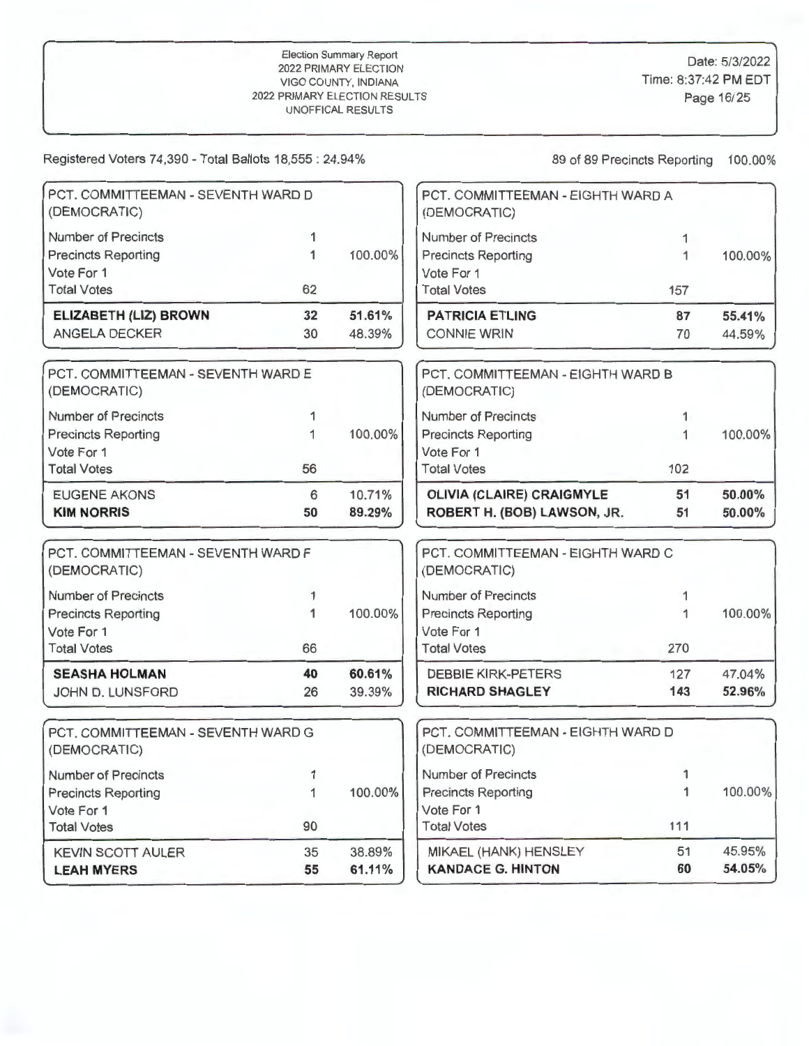Election Summary Report
2022 PRIMARY ELECTION
VIGO COUNTY, INDIANA
2022 PRIMARY ELECTION RESULTS
UNOFFICAL RESULTS

Date: 5/3/2022
Time: 8:37:42 PM EDT

Registered Voters 74,390 - Total Ballots 18,555 : 24.94%

89 of 89 Precincts Reporting 100.00%

## PCT. COMMITTEEMAN - SEVENTH WARD D (DEMOCRATIC)

| | | |
|---|---|---|
| Number of Precincts | 1 | |
| Precincts Reporting | 1 | 100.00% |
| Vote For 1 | | |
| Total Votes | 62 | |
| **ELIZABETH (LIZ) BROWN** | **32** | **51.61%** |
| ANGELA DECKER | 30 | 48.39% |

## PCT. COMMITTEEMAN - SEVENTH WARD E (DEMOCRATIC)

| | | |
|---|---|---|
| Number of Precincts | 1 | |
| Precincts Reporting | 1 | 100.00% |
| Vote For 1 | | |
| Total Votes | 56 | |
| EUGENE AKONS | 6 | 10.71% |
| **KIM NORRIS** | **50** | **89.29%** |

## PCT. COMMITTEEMAN - SEVENTH WARD F (DEMOCRATIC)

| | | |
|---|---|---|
| Number of Precincts | 1 | |
| Precincts Reporting | 1 | 100.00% |
| Vote For 1 | | |
| Total Votes | 66 | |
| **SEASHA HOLMAN** | **40** | **60.61%** |
| JOHN D. LUNSFORD | 26 | 39.39% |

## PCT. COMMITTEEMAN - SEVENTH WARD G (DEMOCRATIC)

| | | |
|---|---|---|
| Number of Precincts | 1 | |
| Precincts Reporting | 1 | 100.00% |
| Vote For 1 | | |
| Total Votes | 90 | |
| KEVIN SCOTT AULER | 35 | 38.89% |
| **LEAH MYERS** | **55** | **61.11%** |

## PCT. COMMITTEEMAN - EIGHTH WARD A (DEMOCRATIC)

| | | |
|---|---|---|
| Number of Precincts | 1 | |
| Precincts Reporting | 1 | 100.00% |
| Vote For 1 | | |
| Total Votes | 157 | |
| **PATRICIA ETLING** | **87** | **55.41%** |
| CONNIE WRIN | 70 | 44.59% |

## PCT. COMMITTEEMAN - EIGHTH WARD B (DEMOCRATIC)

| | | |
|---|---|---|
| Number of Precincts | 1 | |
| Precincts Reporting | 1 | 100.00% |
| Vote For 1 | | |
| Total Votes | 102 | |
| **OLIVIA (CLAIRE) CRAIGMYLE** | **51** | **50.00%** |
| **ROBERT H. (BOB) LAWSON, JR.** | **51** | **50.00%** |

## PCT. COMMITTEEMAN - EIGHTH WARD C (DEMOCRATIC)

| | | |
|---|---|---|
| Number of Precincts | 1 | |
| Precincts Reporting | 1 | 100.00% |
| Vote For 1 | | |
| Total Votes | 270 | |
| DEBBIE KIRK-PETERS | 127 | 47.04% |
| **RICHARD SHAGLEY** | **143** | **52.96%** |

## PCT. COMMITTEEMAN - EIGHTH WARD D (DEMOCRATIC)

| | | |
|---|---|---|
| Number of Precincts | 1 | |
| Precincts Reporting | 1 | 100.00% |
| Vote For 1 | | |
| Total Votes | 111 | |
| MIKAEL (HANK) HENSLEY | 51 | 45.95% |
| **KANDACE G. HINTON** | **60** | **54.05%** |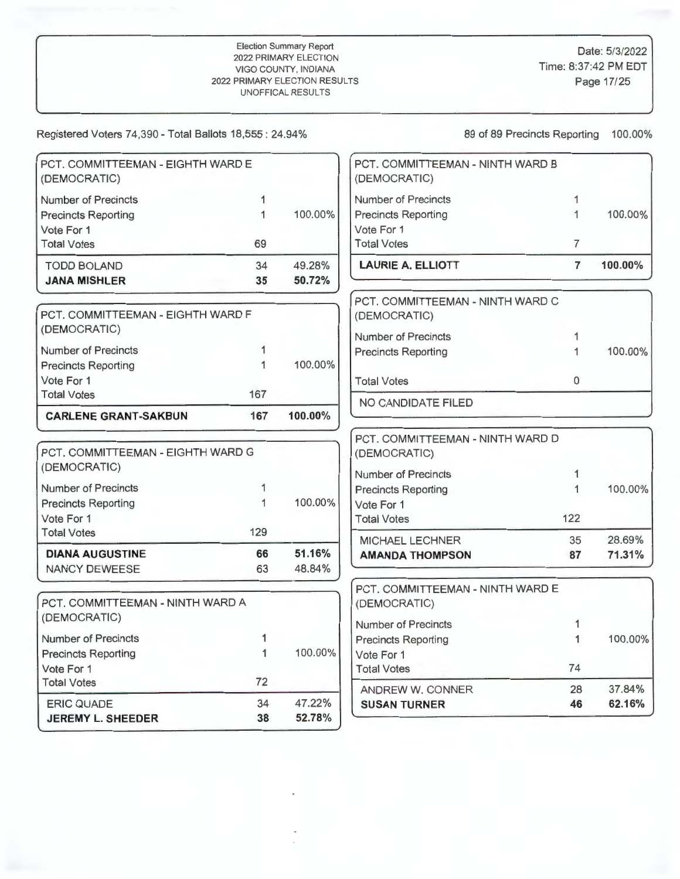Election Summary Report
2022 PRIMARY ELECTION
VIGO COUNTY, INDIANA
2022 PRIMARY ELECTION RESULTS
UNOFFICAL RESULTS

Date: 5/3/2022
Time: 8:37:42 PM EDT

Registered Voters 74,390 - Total Ballots 18,555 : 24.94%

89 of 89 Precincts Reporting 100.00%

## PCT. COMMITTEEMAN - EIGHTH WARD E (DEMOCRATIC)

| | | |
|---|---|---|
| Number of Precincts | 1 | |
| Precincts Reporting | 1 | 100.00% |
| Vote For 1 | | |
| Total Votes | 69 | |
| TODD BOLAND | 34 | 49.28% |
| **JANA MISHLER** | **35** | **50.72%** |

## PCT. COMMITTEEMAN - EIGHTH WARD F (DEMOCRATIC)

| | | |
|---|---|---|
| Number of Precincts | 1 | |
| Precincts Reporting | 1 | 100.00% |
| Vote For 1 | | |
| Total Votes | 167 | |
| **CARLENE GRANT-SAKBUN** | **167** | **100.00%** |

## PCT. COMMITTEEMAN - EIGHTH WARD G (DEMOCRATIC)

| | | |
|---|---|---|
| Number of Precincts | 1 | |
| Precincts Reporting | 1 | 100.00% |
| Vote For 1 | | |
| Total Votes | 129 | |
| **DIANA AUGUSTINE** | **66** | **51.16%** |
| NANCY DEWEESE | 63 | 48.84% |

## PCT. COMMITTEEMAN - NINTH WARD A (DEMOCRATIC)

| | | |
|---|---|---|
| Number of Precincts | 1 | |
| Precincts Reporting | 1 | 100.00% |
| Vote For 1 | | |
| Total Votes | 72 | |
| ERIC QUADE | 34 | 47.22% |
| **JEREMY L. SHEEDER** | **38** | **52.78%** |

## PCT. COMMITTEEMAN - NINTH WARD B (DEMOCRATIC)

| | | |
|---|---|---|
| Number of Precincts | 1 | |
| Precincts Reporting | 1 | 100.00% |
| Vote For 1 | | |
| Total Votes | 7 | |
| **LAURIE A. ELLIOTT** | **7** | **100.00%** |

## PCT. COMMITTEEMAN - NINTH WARD C (DEMOCRATIC)

| | | |
|---|---|---|
| Number of Precincts | 1 | |
| Precincts Reporting | 1 | 100.00% |
| Total Votes | 0 | |
| NO CANDIDATE FILED | | |

## PCT. COMMITTEEMAN - NINTH WARD D (DEMOCRATIC)

| | | |
|---|---|---|
| Number of Precincts | 1 | |
| Precincts Reporting | 1 | 100.00% |
| Vote For 1 | | |
| Total Votes | 122 | |
| MICHAEL LECHNER | 35 | 28.69% |
| **AMANDA THOMPSON** | **87** | **71.31%** |

## PCT. COMMITTEEMAN - NINTH WARD E (DEMOCRATIC)

| | | |
|---|---|---|
| Number of Precincts | 1 | |
| Precincts Reporting | 1 | 100.00% |
| Vote For 1 | | |
| Total Votes | 74 | |
| ANDREW W. CONNER | 28 | 37.84% |
| **SUSAN TURNER** | **46** | **62.16%** |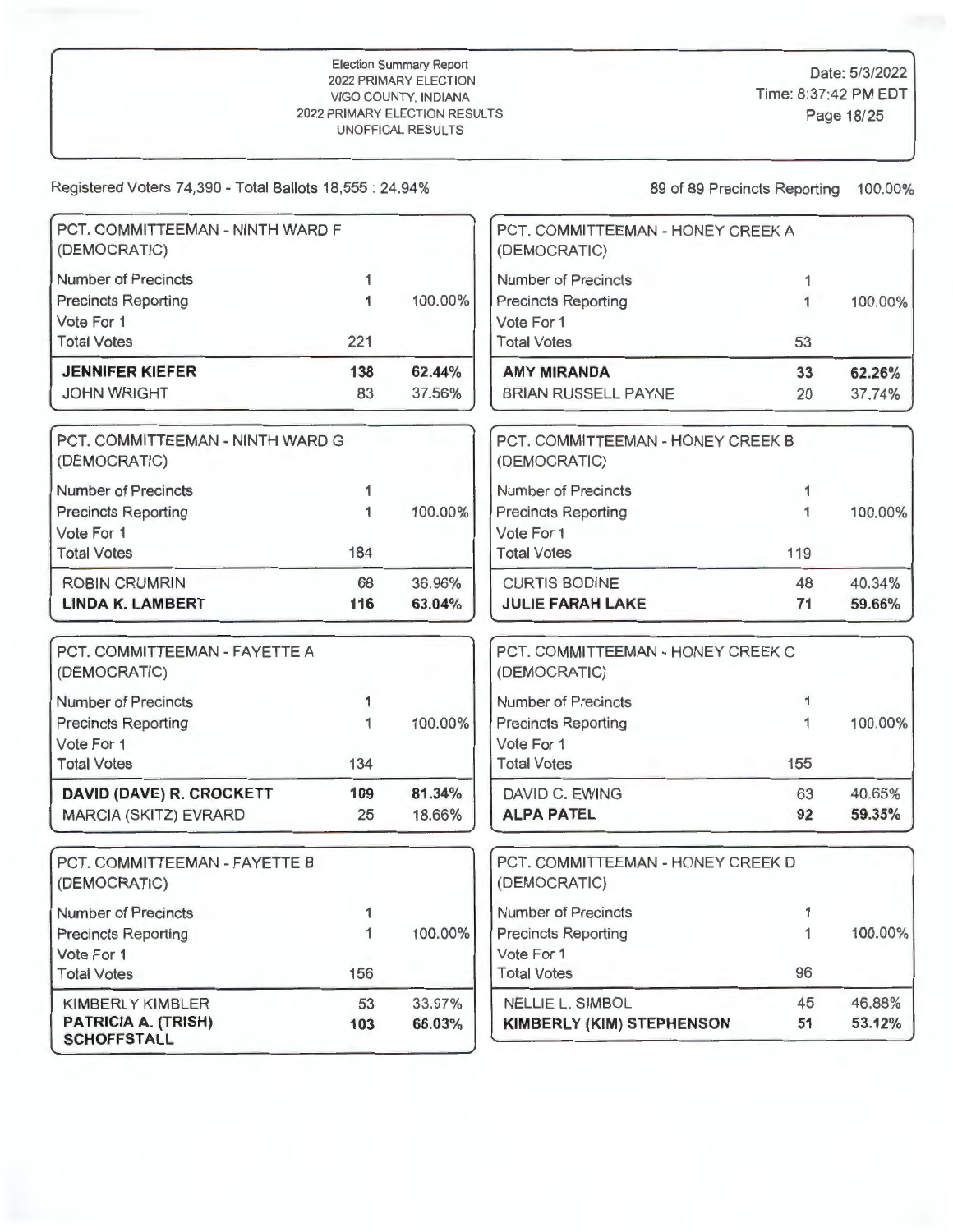Election Summary Report
2022 PRIMARY ELECTION
VIGO COUNTY, INDIANA
2022 PRIMARY ELECTION RESULTS
UNOFFICAL RESULTS

Date: 5/3/2022
Time: 8:37:42 PM EDT

Registered Voters 74,390 - Total Ballots 18,555 : 24.94%

89 of 89 Precincts Reporting 100.00%

### PCT. COMMITTEEMAN - NINTH WARD F (DEMOCRATIC)

| | | |
|---|---|---|
| Number of Precincts | 1 | |
| Precincts Reporting | 1 | 100.00% |
| Vote For 1 | | |
| Total Votes | 221 | |
| **JENNIFER KIEFER** | **138** | **62.44%** |
| JOHN WRIGHT | 83 | 37.56% |

### PCT. COMMITTEEMAN - NINTH WARD G (DEMOCRATIC)

| | | |
|---|---|---|
| Number of Precincts | 1 | |
| Precincts Reporting | 1 | 100.00% |
| Vote For 1 | | |
| Total Votes | 184 | |
| ROBIN CRUMRIN | 68 | 36.96% |
| **LINDA K. LAMBERT** | **116** | **63.04%** |

### PCT. COMMITTEEMAN - FAYETTE A (DEMOCRATIC)

| | | |
|---|---|---|
| Number of Precincts | 1 | |
| Precincts Reporting | 1 | 100.00% |
| Vote For 1 | | |
| Total Votes | 134 | |
| **DAVID (DAVE) R. CROCKETT** | **109** | **81.34%** |
| MARCIA (SKITZ) EVRARD | 25 | 18.66% |

### PCT. COMMITTEEMAN - FAYETTE B (DEMOCRATIC)

| | | |
|---|---|---|
| Number of Precincts | 1 | |
| Precincts Reporting | 1 | 100.00% |
| Vote For 1 | | |
| Total Votes | 156 | |
| KIMBERLY KIMBLER | 53 | 33.97% |
| **PATRICIA A. (TRISH) SCHOFFSTALL** | **103** | **66.03%** |

### PCT. COMMITTEEMAN - HONEY CREEK A (DEMOCRATIC)

| | | |
|---|---|---|
| Number of Precincts | 1 | |
| Precincts Reporting | 1 | 100.00% |
| Vote For 1 | | |
| Total Votes | 53 | |
| **AMY MIRANDA** | **33** | **62.26%** |
| BRIAN RUSSELL PAYNE | 20 | 37.74% |

### PCT. COMMITTEEMAN - HONEY CREEK B (DEMOCRATIC)

| | | |
|---|---|---|
| Number of Precincts | 1 | |
| Precincts Reporting | 1 | 100.00% |
| Vote For 1 | | |
| Total Votes | 119 | |
| CURTIS BODINE | 48 | 40.34% |
| **JULIE FARAH LAKE** | **71** | **59.66%** |

### PCT. COMMITTEEMAN - HONEY CREEK C (DEMOCRATIC)

| | | |
|---|---|---|
| Number of Precincts | 1 | |
| Precincts Reporting | 1 | 100.00% |
| Vote For 1 | | |
| Total Votes | 155 | |
| DAVID C. EWING | 63 | 40.65% |
| **ALPA PATEL** | **92** | **59.35%** |

### PCT. COMMITTEEMAN - HONEY CREEK D (DEMOCRATIC)

| | | |
|---|---|---|
| Number of Precincts | 1 | |
| Precincts Reporting | 1 | 100.00% |
| Vote For 1 | | |
| Total Votes | 96 | |
| NELLIE L. SIMBOL | 45 | 46.88% |
| **KIMBERLY (KIM) STEPHENSON** | **51** | **53.12%** |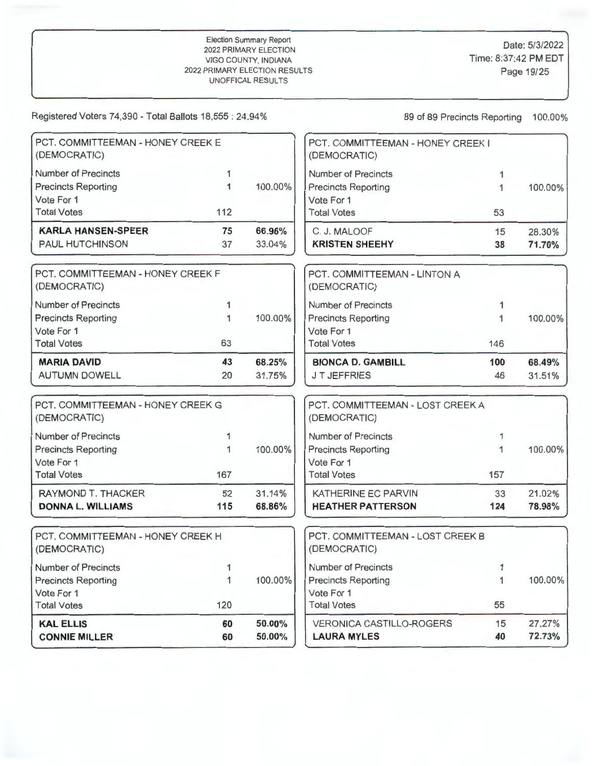Election Summary Report
2022 PRIMARY ELECTION
VIGO COUNTY, INDIANA
2022 PRIMARY ELECTION RESULTS
UNOFFICAL RESULTS

Date: 5/3/2022
Time: 8:37:42 PM EDT

Registered Voters 74,390 - Total Ballots 18,555 : 24.94%

89 of 89 Precincts Reporting 100.00%

### PCT. COMMITTEEMAN - HONEY CREEK E (DEMOCRATIC)

| | | |
|---|---|---|
| Number of Precincts | 1 | |
| Precincts Reporting | 1 | 100.00% |
| Vote For 1 | | |
| Total Votes | 112 | |
| **KARLA HANSEN-SPEER** | **75** | **66.96%** |
| PAUL HUTCHINSON | 37 | 33.04% |

### PCT. COMMITTEEMAN - HONEY CREEK F (DEMOCRATIC)

| | | |
|---|---|---|
| Number of Precincts | 1 | |
| Precincts Reporting | 1 | 100.00% |
| Vote For 1 | | |
| Total Votes | 63 | |
| **MARIA DAVID** | **43** | **68.25%** |
| AUTUMN DOWELL | 20 | 31.75% |

### PCT. COMMITTEEMAN - HONEY CREEK G (DEMOCRATIC)

| | | |
|---|---|---|
| Number of Precincts | 1 | |
| Precincts Reporting | 1 | 100.00% |
| Vote For 1 | | |
| Total Votes | 167 | |
| RAYMOND T. THACKER | 52 | 31.14% |
| **DONNA L. WILLIAMS** | **115** | **68.86%** |

### PCT. COMMITTEEMAN - HONEY CREEK H (DEMOCRATIC)

| | | |
|---|---|---|
| Number of Precincts | 1 | |
| Precincts Reporting | 1 | 100.00% |
| Vote For 1 | | |
| Total Votes | 120 | |
| **KAL ELLIS** | **60** | **50.00%** |
| **CONNIE MILLER** | **60** | **50.00%** |

### PCT. COMMITTEEMAN - HONEY CREEK I (DEMOCRATIC)

| | | |
|---|---|---|
| Number of Precincts | 1 | |
| Precincts Reporting | 1 | 100.00% |
| Vote For 1 | | |
| Total Votes | 53 | |
| C. J. MALOOF | 15 | 28.30% |
| **KRISTEN SHEEHY** | **38** | **71.70%** |

### PCT. COMMITTEEMAN - LINTON A (DEMOCRATIC)

| | | |
|---|---|---|
| Number of Precincts | 1 | |
| Precincts Reporting | 1 | 100.00% |
| Vote For 1 | | |
| Total Votes | 146 | |
| **BIONCA D. GAMBILL** | **100** | **68.49%** |
| J T JEFFRIES | 46 | 31.51% |

### PCT. COMMITTEEMAN - LOST CREEK A (DEMOCRATIC)

| | | |
|---|---|---|
| Number of Precincts | 1 | |
| Precincts Reporting | 1 | 100.00% |
| Vote For 1 | | |
| Total Votes | 157 | |
| KATHERINE EC PARVIN | 33 | 21.02% |
| **HEATHER PATTERSON** | **124** | **78.98%** |

### PCT. COMMITTEEMAN - LOST CREEK B (DEMOCRATIC)

| | | |
|---|---|---|
| Number of Precincts | 1 | |
| Precincts Reporting | 1 | 100.00% |
| Vote For 1 | | |
| Total Votes | 55 | |
| VERONICA CASTILLO-ROGERS | 15 | 27.27% |
| **LAURA MYLES** | **40** | **72.73%** |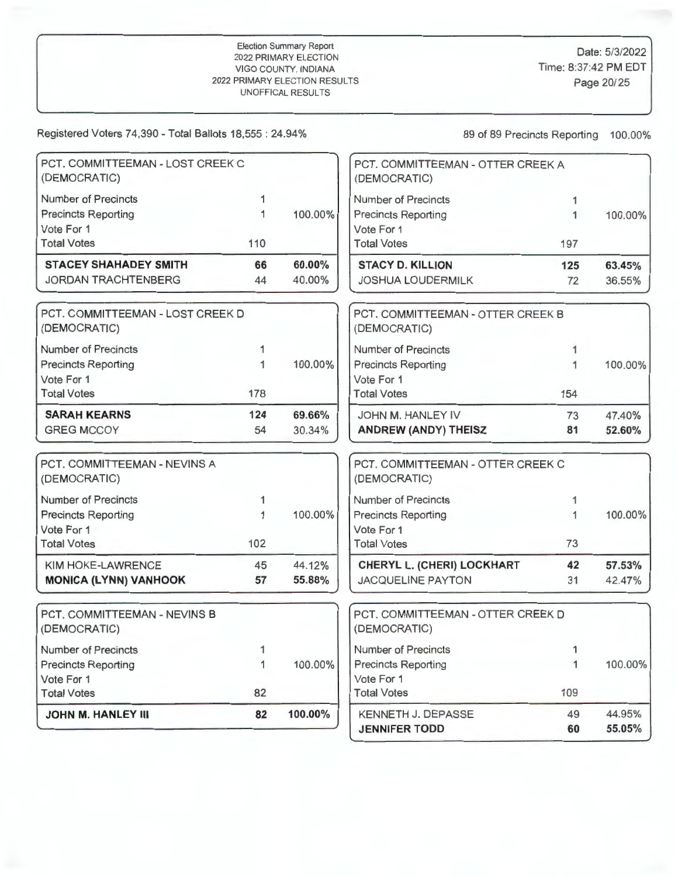Election Summary Report
2022 PRIMARY ELECTION
VIGO COUNTY, INDIANA
2022 PRIMARY ELECTION RESULTS
UNOFFICAL RESULTS

Date: 5/3/2022
Time: 8:37:42 PM EDT

Registered Voters 74,390 - Total Ballots 18,555 : 24.94%

89 of 89 Precincts Reporting 100.00%

### PCT. COMMITTEEMAN - LOST CREEK C (DEMOCRATIC)

| | | |
|---|---|---|
| Number of Precincts | 1 | |
| Precincts Reporting | 1 | 100.00% |
| Vote For 1 | | |
| Total Votes | 110 | |
| **STACEY SHAHADEY SMITH** | **66** | **60.00%** |
| JORDAN TRACHTENBERG | 44 | 40.00% |

### PCT. COMMITTEEMAN - LOST CREEK D (DEMOCRATIC)

| | | |
|---|---|---|
| Number of Precincts | 1 | |
| Precincts Reporting | 1 | 100.00% |
| Vote For 1 | | |
| Total Votes | 178 | |
| **SARAH KEARNS** | **124** | **69.66%** |
| GREG MCCOY | 54 | 30.34% |

### PCT. COMMITTEEMAN - NEVINS A (DEMOCRATIC)

| | | |
|---|---|---|
| Number of Precincts | 1 | |
| Precincts Reporting | 1 | 100.00% |
| Vote For 1 | | |
| Total Votes | 102 | |
| KIM HOKE-LAWRENCE | 45 | 44.12% |
| **MONICA (LYNN) VANHOOK** | **57** | **55.88%** |

### PCT. COMMITTEEMAN - NEVINS B (DEMOCRATIC)

| | | |
|---|---|---|
| Number of Precincts | 1 | |
| Precincts Reporting | 1 | 100.00% |
| Vote For 1 | | |
| Total Votes | 82 | |
| **JOHN M. HANLEY III** | **82** | **100.00%** |

### PCT. COMMITTEEMAN - OTTER CREEK A (DEMOCRATIC)

| | | |
|---|---|---|
| Number of Precincts | 1 | |
| Precincts Reporting | 1 | 100.00% |
| Vote For 1 | | |
| Total Votes | 197 | |
| **STACY D. KILLION** | **125** | **63.45%** |
| JOSHUA LOUDERMILK | 72 | 36.55% |

### PCT. COMMITTEEMAN - OTTER CREEK B (DEMOCRATIC)

| | | |
|---|---|---|
| Number of Precincts | 1 | |
| Precincts Reporting | 1 | 100.00% |
| Vote For 1 | | |
| Total Votes | 154 | |
| JOHN M. HANLEY IV | 73 | 47.40% |
| **ANDREW (ANDY) THEISZ** | **81** | **52.60%** |

### PCT. COMMITTEEMAN - OTTER CREEK C (DEMOCRATIC)

| | | |
|---|---|---|
| Number of Precincts | 1 | |
| Precincts Reporting | 1 | 100.00% |
| Vote For 1 | | |
| Total Votes | 73 | |
| **CHERYL L. (CHERI) LOCKHART** | **42** | **57.53%** |
| JACQUELINE PAYTON | 31 | 42.47% |

### PCT. COMMITTEEMAN - OTTER CREEK D (DEMOCRATIC)

| | | |
|---|---|---|
| Number of Precincts | 1 | |
| Precincts Reporting | 1 | 100.00% |
| Vote For 1 | | |
| Total Votes | 109 | |
| KENNETH J. DEPASSE | 49 | 44.95% |
| **JENNIFER TODD** | **60** | **55.05%** |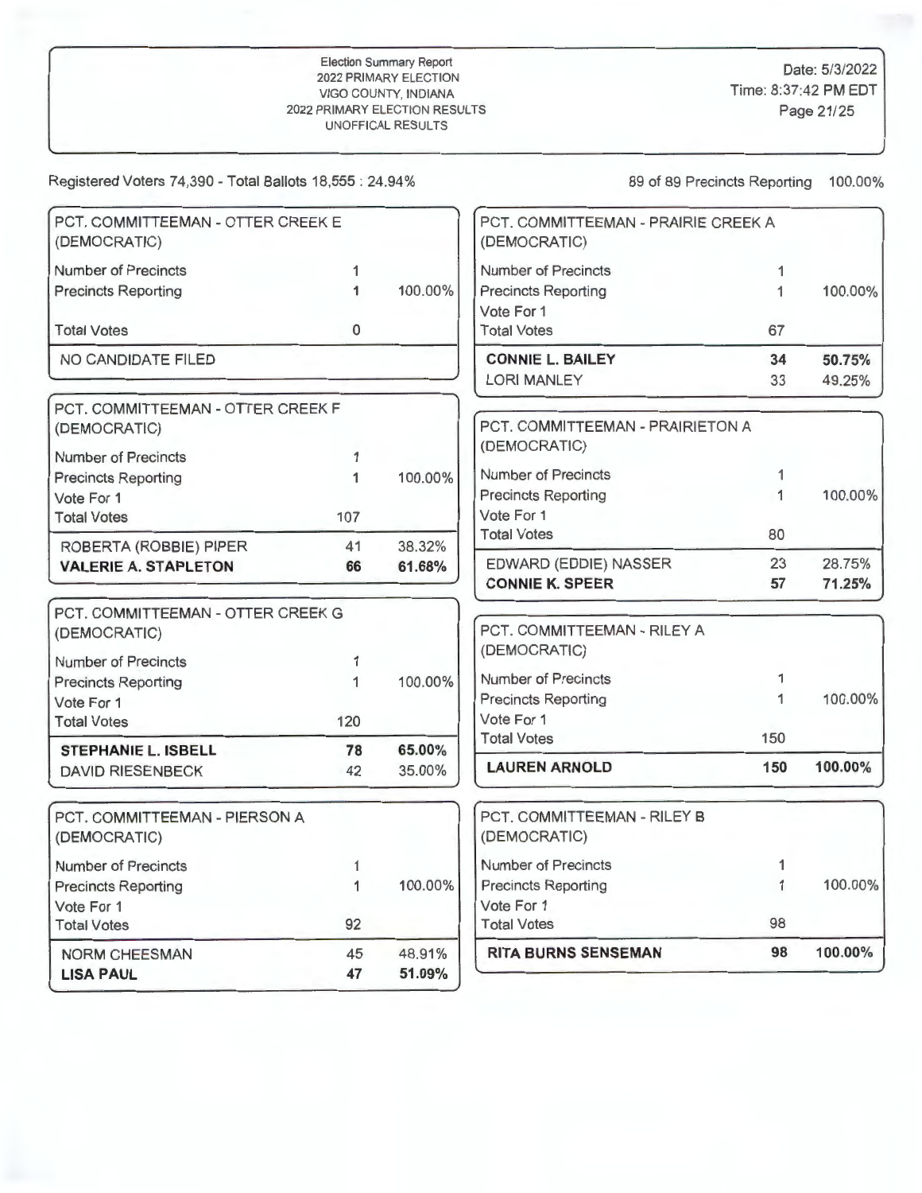Registered Voters 74,390 - Total Ballots 18,555 : 24.94%

89 of 89 Precincts Reporting 100.00%

### PCT. COMMITTEEMAN - OTTER CREEK E (DEMOCRATIC)

| | | |
|---|---|---|
| Number of Precincts | 1 | |
| Precincts Reporting | 1 | 100.00% |
| Total Votes | 0 | |
| NO CANDIDATE FILED | | |

### PCT. COMMITTEEMAN - OTTER CREEK F (DEMOCRATIC)

| | | |
|---|---|---|
| Number of Precincts | 1 | |
| Precincts Reporting | 1 | 100.00% |
| Vote For 1 | | |
| Total Votes | 107 | |
| ROBERTA (ROBBIE) PIPER | 41 | 38.32% |
| **VALERIE A. STAPLETON** | **66** | **61.68%** |

### PCT. COMMITTEEMAN - OTTER CREEK G (DEMOCRATIC)

| | | |
|---|---|---|
| Number of Precincts | 1 | |
| Precincts Reporting | 1 | 100.00% |
| Vote For 1 | | |
| Total Votes | 120 | |
| **STEPHANIE L. ISBELL** | **78** | **65.00%** |
| DAVID RIESENBECK | 42 | 35.00% |

### PCT. COMMITTEEMAN - PIERSON A (DEMOCRATIC)

| | | |
|---|---|---|
| Number of Precincts | 1 | |
| Precincts Reporting | 1 | 100.00% |
| Vote For 1 | | |
| Total Votes | 92 | |
| NORM CHEESMAN | 45 | 48.91% |
| **LISA PAUL** | **47** | **51.09%** |

### PCT. COMMITTEEMAN - PRAIRIE CREEK A (DEMOCRATIC)

| | | |
|---|---|---|
| Number of Precincts | 1 | |
| Precincts Reporting | 1 | 100.00% |
| Vote For 1 | | |
| Total Votes | 67 | |
| **CONNIE L. BAILEY** | **34** | **50.75%** |
| LORI MANLEY | 33 | 49.25% |

### PCT. COMMITTEEMAN - PRAIRIETON A (DEMOCRATIC)

| | | |
|---|---|---|
| Number of Precincts | 1 | |
| Precincts Reporting | 1 | 100.00% |
| Vote For 1 | | |
| Total Votes | 80 | |
| EDWARD (EDDIE) NASSER | 23 | 28.75% |
| **CONNIE K. SPEER** | **57** | **71.25%** |

### PCT. COMMITTEEMAN - RILEY A (DEMOCRATIC)

| | | |
|---|---|---|
| Number of Precincts | 1 | |
| Precincts Reporting | 1 | 100.00% |
| Vote For 1 | | |
| Total Votes | 150 | |
| **LAUREN ARNOLD** | **150** | **100.00%** |

### PCT. COMMITTEEMAN - RILEY B (DEMOCRATIC)

| | | |
|---|---|---|
| Number of Precincts | 1 | |
| Precincts Reporting | 1 | 100.00% |
| Vote For 1 | | |
| Total Votes | 98 | |
| **RITA BURNS SENSEMAN** | **98** | **100.00%** |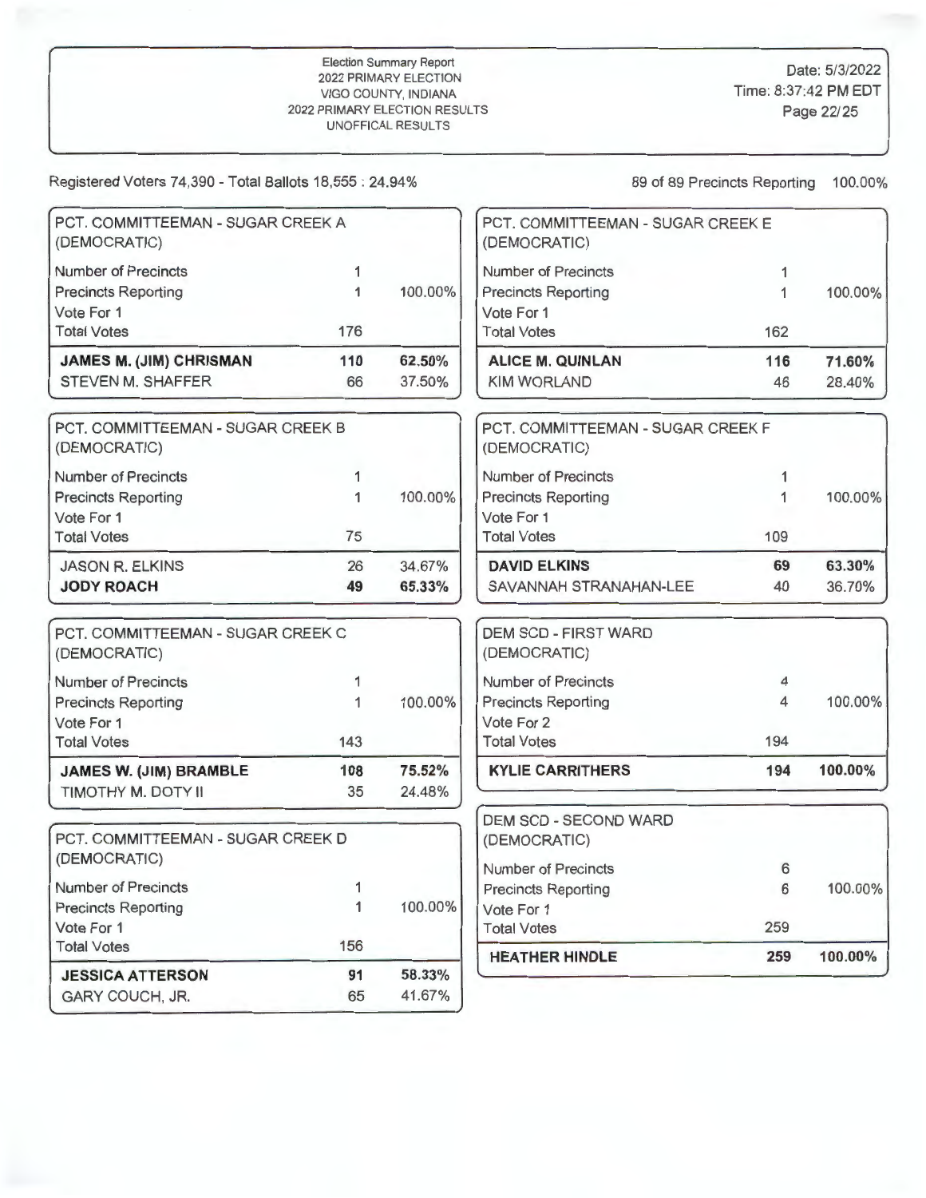Election Summary Report
2022 PRIMARY ELECTION
VIGO COUNTY, INDIANA
2022 PRIMARY ELECTION RESULTS
UNOFFICAL RESULTS

Date: 5/3/2022
Time: 8:37:42 PM EDT

Registered Voters 74,390 - Total Ballots 18,555 : 24.94%

89 of 89 Precincts Reporting 100.00%

### PCT. COMMITTEEMAN - SUGAR CREEK A (DEMOCRATIC)

| | | |
|---|---|---|
| Number of Precincts | 1 | |
| Precincts Reporting | 1 | 100.00% |
| Vote For 1 | | |
| Total Votes | 176 | |
| **JAMES M. (JIM) CHRISMAN** | **110** | **62.50%** |
| STEVEN M. SHAFFER | 66 | 37.50% |

### PCT. COMMITTEEMAN - SUGAR CREEK B (DEMOCRATIC)

| | | |
|---|---|---|
| Number of Precincts | 1 | |
| Precincts Reporting | 1 | 100.00% |
| Vote For 1 | | |
| Total Votes | 75 | |
| JASON R. ELKINS | 26 | 34.67% |
| **JODY ROACH** | **49** | **65.33%** |

### PCT. COMMITTEEMAN - SUGAR CREEK C (DEMOCRATIC)

| | | |
|---|---|---|
| Number of Precincts | 1 | |
| Precincts Reporting | 1 | 100.00% |
| Vote For 1 | | |
| Total Votes | 143 | |
| **JAMES W. (JIM) BRAMBLE** | **108** | **75.52%** |
| TIMOTHY M. DOTY II | 35 | 24.48% |

### PCT. COMMITTEEMAN - SUGAR CREEK D (DEMOCRATIC)

| | | |
|---|---|---|
| Number of Precincts | 1 | |
| Precincts Reporting | 1 | 100.00% |
| Vote For 1 | | |
| Total Votes | 156 | |
| **JESSICA ATTERSON** | **91** | **58.33%** |
| GARY COUCH, JR. | 65 | 41.67% |

### PCT. COMMITTEEMAN - SUGAR CREEK E (DEMOCRATIC)

| | | |
|---|---|---|
| Number of Precincts | 1 | |
| Precincts Reporting | 1 | 100.00% |
| Vote For 1 | | |
| Total Votes | 162 | |
| **ALICE M. QUINLAN** | **116** | **71.60%** |
| KIM WORLAND | 46 | 28.40% |

### PCT. COMMITTEEMAN - SUGAR CREEK F (DEMOCRATIC)

| | | |
|---|---|---|
| Number of Precincts | 1 | |
| Precincts Reporting | 1 | 100.00% |
| Vote For 1 | | |
| Total Votes | 109 | |
| **DAVID ELKINS** | **69** | **63.30%** |
| SAVANNAH STRANAHAN-LEE | 40 | 36.70% |

### DEM SCD - FIRST WARD (DEMOCRATIC)

| | | |
|---|---|---|
| Number of Precincts | 4 | |
| Precincts Reporting | 4 | 100.00% |
| Vote For 2 | | |
| Total Votes | 194 | |
| **KYLIE CARRITHERS** | **194** | **100.00%** |

### DEM SCD - SECOND WARD (DEMOCRATIC)

| | | |
|---|---|---|
| Number of Precincts | 6 | |
| Precincts Reporting | 6 | 100.00% |
| Vote For 1 | | |
| Total Votes | 259 | |
| **HEATHER HINDLE** | **259** | **100.00%** |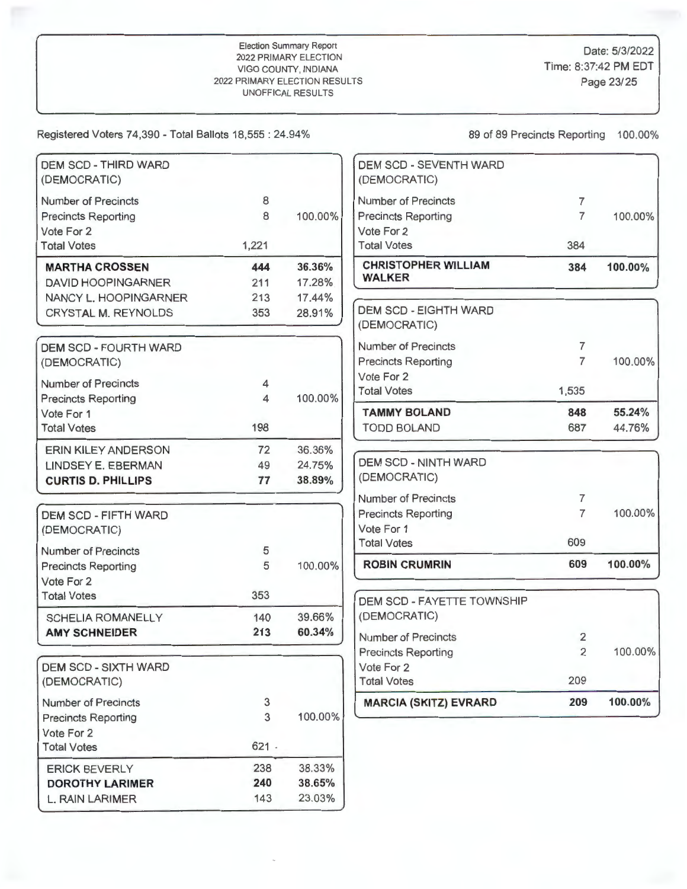Election Summary Report
2022 PRIMARY ELECTION
VIGO COUNTY, INDIANA
2022 PRIMARY ELECTION RESULTS
UNOFFICAL RESULTS

Date: 5/3/2022
Time: 8:37:42 PM EDT

Registered Voters 74,390 - Total Ballots 18,555 : 24.94%

89 of 89 Precincts Reporting 100.00%

## DEM SCD - THIRD WARD (DEMOCRATIC)

| | | |
|---|---|---|
| Number of Precincts | 8 | |
| Precincts Reporting | 8 | 100.00% |
| Vote For 2 | | |
| Total Votes | 1,221 | |
| **MARTHA CROSSEN** | **444** | **36.36%** |
| DAVID HOOPINGARNER | 211 | 17.28% |
| NANCY L. HOOPINGARNER | 213 | 17.44% |
| CRYSTAL M. REYNOLDS | 353 | 28.91% |

## DEM SCD - FOURTH WARD (DEMOCRATIC)

| | | |
|---|---|---|
| Number of Precincts | 4 | |
| Precincts Reporting | 4 | 100.00% |
| Vote For 1 | | |
| Total Votes | 198 | |
| ERIN KILEY ANDERSON | 72 | 36.36% |
| LINDSEY E. EBERMAN | 49 | 24.75% |
| **CURTIS D. PHILLIPS** | **77** | **38.89%** |

## DEM SCD - FIFTH WARD (DEMOCRATIC)

| | | |
|---|---|---|
| Number of Precincts | 5 | |
| Precincts Reporting | 5 | 100.00% |
| Vote For 2 | | |
| Total Votes | 353 | |
| SCHELIA ROMANELLY | 140 | 39.66% |
| **AMY SCHNEIDER** | **213** | **60.34%** |

## DEM SCD - SIXTH WARD (DEMOCRATIC)

| | | |
|---|---|---|
| Number of Precincts | 3 | |
| Precincts Reporting | 3 | 100.00% |
| Vote For 2 | | |
| Total Votes | 621 | |
| ERICK BEVERLY | 238 | 38.33% |
| **DOROTHY LARIMER** | **240** | **38.65%** |
| L. RAIN LARIMER | 143 | 23.03% |

## DEM SCD - SEVENTH WARD (DEMOCRATIC)

| | | |
|---|---|---|
| Number of Precincts | 7 | |
| Precincts Reporting | 7 | 100.00% |
| Vote For 2 | | |
| Total Votes | 384 | |
| **CHRISTOPHER WILLIAM WALKER** | **384** | **100.00%** |

## DEM SCD - EIGHTH WARD (DEMOCRATIC)

| | | |
|---|---|---|
| Number of Precincts | 7 | |
| Precincts Reporting | 7 | 100.00% |
| Vote For 2 | | |
| Total Votes | 1,535 | |
| **TAMMY BOLAND** | **848** | **55.24%** |
| TODD BOLAND | 687 | 44.76% |

## DEM SCD - NINTH WARD (DEMOCRATIC)

| | | |
|---|---|---|
| Number of Precincts | 7 | |
| Precincts Reporting | 7 | 100.00% |
| Vote For 1 | | |
| Total Votes | 609 | |
| **ROBIN CRUMRIN** | **609** | **100.00%** |

## DEM SCD - FAYETTE TOWNSHIP (DEMOCRATIC)

| | | |
|---|---|---|
| Number of Precincts | 2 | |
| Precincts Reporting | 2 | 100.00% |
| Vote For 2 | | |
| Total Votes | 209 | |
| **MARCIA (SKITZ) EVRARD** | **209** | **100.00%** |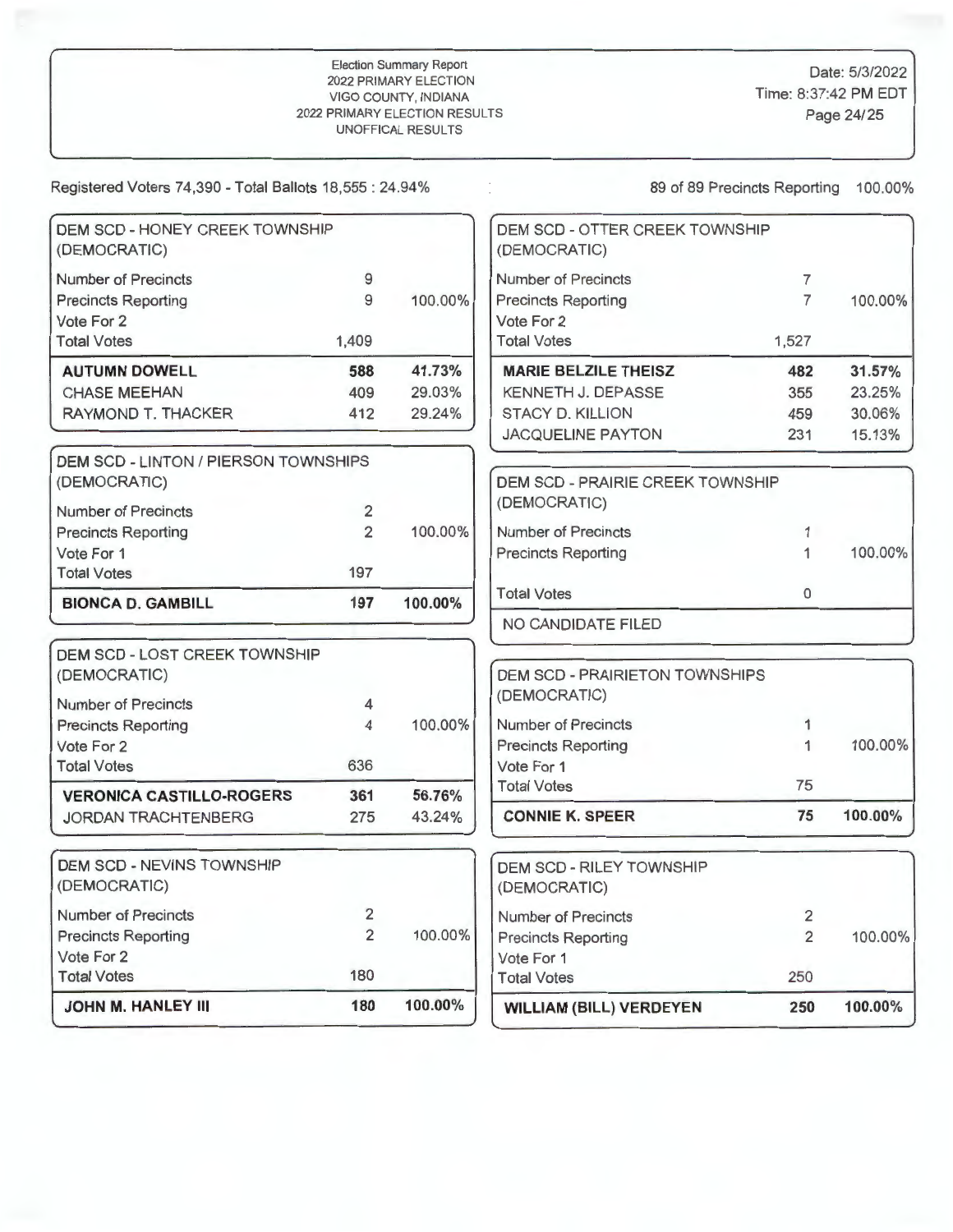Election Summary Report
2022 PRIMARY ELECTION
VIGO COUNTY, INDIANA
2022 PRIMARY ELECTION RESULTS
UNOFFICAL RESULTS

Date: 5/3/2022
Time: 8:37:42 PM EDT

Registered Voters 74,390 - Total Ballots 18,555 : 24.94%

89 of 89 Precincts Reporting 100.00%

### DEM SCD - HONEY CREEK TOWNSHIP (DEMOCRATIC)

| | | |
|---|---|---|
| Number of Precincts | 9 | |
| Precincts Reporting | 9 | 100.00% |
| Vote For 2 | | |
| Total Votes | 1,409 | |
| **AUTUMN DOWELL** | **588** | **41.73%** |
| CHASE MEEHAN | 409 | 29.03% |
| RAYMOND T. THACKER | 412 | 29.24% |

### DEM SCD - LINTON / PIERSON TOWNSHIPS (DEMOCRATIC)

| | | |
|---|---|---|
| Number of Precincts | 2 | |
| Precincts Reporting | 2 | 100.00% |
| Vote For 1 | | |
| Total Votes | 197 | |
| **BIONCA D. GAMBILL** | **197** | **100.00%** |

### DEM SCD - LOST CREEK TOWNSHIP (DEMOCRATIC)

| | | |
|---|---|---|
| Number of Precincts | 4 | |
| Precincts Reporting | 4 | 100.00% |
| Vote For 2 | | |
| Total Votes | 636 | |
| **VERONICA CASTILLO-ROGERS** | **361** | **56.76%** |
| JORDAN TRACHTENBERG | 275 | 43.24% |

### DEM SCD - NEVINS TOWNSHIP (DEMOCRATIC)

| | | |
|---|---|---|
| Number of Precincts | 2 | |
| Precincts Reporting | 2 | 100.00% |
| Vote For 2 | | |
| Total Votes | 180 | |
| **JOHN M. HANLEY III** | **180** | **100.00%** |

### DEM SCD - OTTER CREEK TOWNSHIP (DEMOCRATIC)

| | | |
|---|---|---|
| Number of Precincts | 7 | |
| Precincts Reporting | 7 | 100.00% |
| Vote For 2 | | |
| Total Votes | 1,527 | |
| **MARIE BELZILE THEISZ** | **482** | **31.57%** |
| KENNETH J. DEPASSE | 355 | 23.25% |
| STACY D. KILLION | 459 | 30.06% |
| JACQUELINE PAYTON | 231 | 15.13% |

### DEM SCD - PRAIRIE CREEK TOWNSHIP (DEMOCRATIC)

| | | |
|---|---|---|
| Number of Precincts | 1 | |
| Precincts Reporting | 1 | 100.00% |
| Total Votes | 0 | |
| NO CANDIDATE FILED | | |

### DEM SCD - PRAIRIETON TOWNSHIPS (DEMOCRATIC)

| | | |
|---|---|---|
| Number of Precincts | 1 | |
| Precincts Reporting | 1 | 100.00% |
| Vote For 1 | | |
| Total Votes | 75 | |
| **CONNIE K. SPEER** | **75** | **100.00%** |

### DEM SCD - RILEY TOWNSHIP (DEMOCRATIC)

| | | |
|---|---|---|
| Number of Precincts | 2 | |
| Precincts Reporting | 2 | 100.00% |
| Vote For 1 | | |
| Total Votes | 250 | |
| **WILLIAM (BILL) VERDEYEN** | **250** | **100.00%** |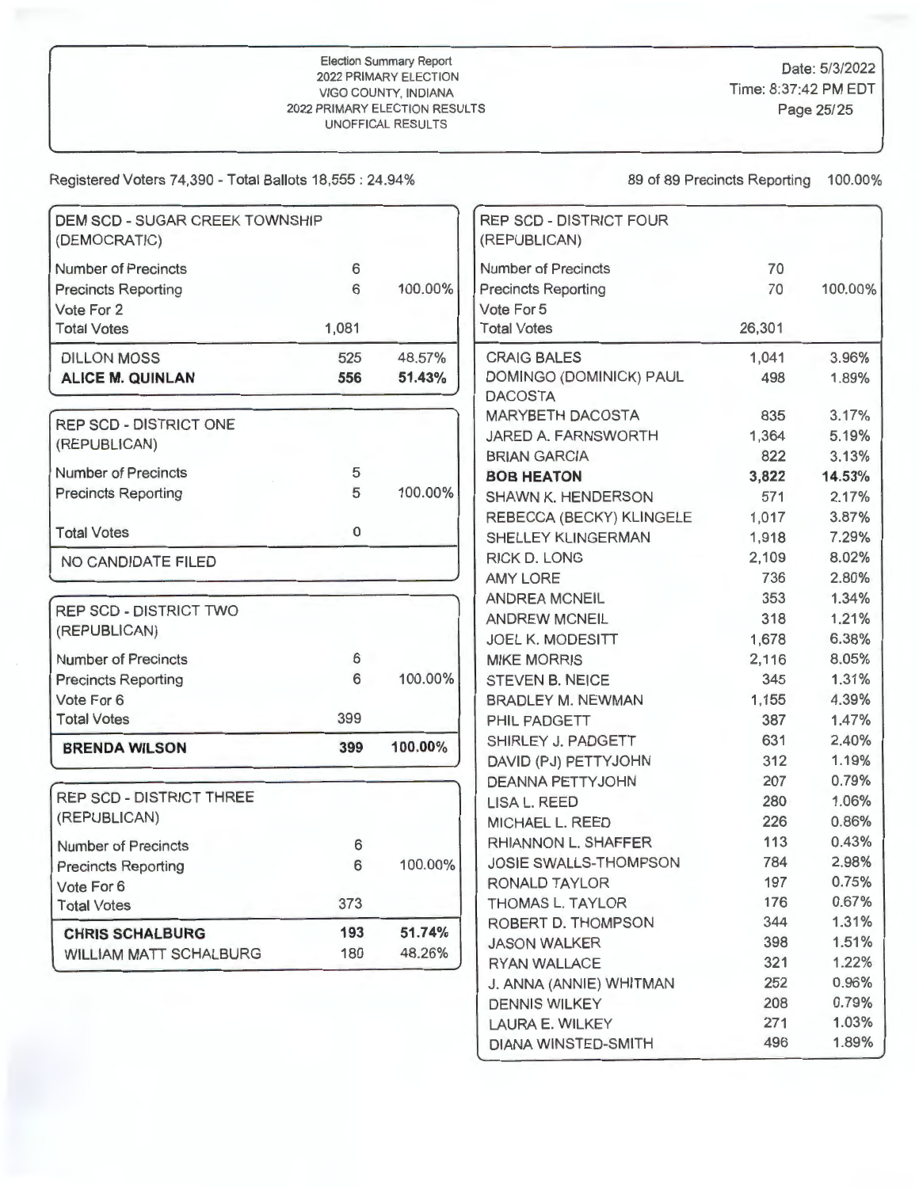Election Summary Report
2022 PRIMARY ELECTION
VIGO COUNTY, INDIANA
2022 PRIMARY ELECTION RESULTS
UNOFFICAL RESULTS

Date: 5/3/2022
Time: 8:37:42 PM EDT

Registered Voters 74,390 - Total Ballots 18,555 : 24.94%

89 of 89 Precincts Reporting 100.00%

## DEM SCD - SUGAR CREEK TOWNSHIP (DEMOCRATIC)

| | | |
|---|---|---|
| Number of Precincts | 6 | |
| Precincts Reporting | 6 | 100.00% |
| Vote For 2 | | |
| Total Votes | 1,081 | |
| DILLON MOSS | 525 | 48.57% |
| **ALICE M. QUINLAN** | **556** | **51.43%** |

## REP SCD - DISTRICT ONE (REPUBLICAN)

| | | |
|---|---|---|
| Number of Precincts | 5 | |
| Precincts Reporting | 5 | 100.00% |
| Total Votes | 0 | |
| NO CANDIDATE FILED | | |

## REP SCD - DISTRICT TWO (REPUBLICAN)

| | | |
|---|---|---|
| Number of Precincts | 6 | |
| Precincts Reporting | 6 | 100.00% |
| Vote For 6 | | |
| Total Votes | 399 | |
| **BRENDA WILSON** | **399** | **100.00%** |

## REP SCD - DISTRICT THREE (REPUBLICAN)

| | | |
|---|---|---|
| Number of Precincts | 6 | |
| Precincts Reporting | 6 | 100.00% |
| Vote For 6 | | |
| Total Votes | 373 | |
| **CHRIS SCHALBURG** | **193** | **51.74%** |
| WILLIAM MATT SCHALBURG | 180 | 48.26% |

## REP SCD - DISTRICT FOUR (REPUBLICAN)

| | | |
|---|---|---|
| Number of Precincts | 70 | |
| Precincts Reporting | 70 | 100.00% |
| Vote For 5 | | |
| Total Votes | 26,301 | |
| CRAIG BALES | 1,041 | 3.96% |
| DOMINGO (DOMINICK) PAUL DACOSTA | 498 | 1.89% |
| MARYBETH DACOSTA | 835 | 3.17% |
| JARED A. FARNSWORTH | 1,364 | 5.19% |
| BRIAN GARCIA | 822 | 3.13% |
| **BOB HEATON** | **3,822** | **14.53%** |
| SHAWN K. HENDERSON | 571 | 2.17% |
| REBECCA (BECKY) KLINGELE | 1,017 | 3.87% |
| SHELLEY KLINGERMAN | 1,918 | 7.29% |
| RICK D. LONG | 2,109 | 8.02% |
| AMY LORE | 736 | 2.80% |
| ANDREA MCNEIL | 353 | 1.34% |
| ANDREW MCNEIL | 318 | 1.21% |
| JOEL K. MODESITT | 1,678 | 6.38% |
| MIKE MORRIS | 2,116 | 8.05% |
| STEVEN B. NEICE | 345 | 1.31% |
| BRADLEY M. NEWMAN | 1,155 | 4.39% |
| PHIL PADGETT | 387 | 1.47% |
| SHIRLEY J. PADGETT | 631 | 2.40% |
| DAVID (PJ) PETTYJOHN | 312 | 1.19% |
| DEANNA PETTYJOHN | 207 | 0.79% |
| LISA L. REED | 280 | 1.06% |
| MICHAEL L. REED | 226 | 0.86% |
| RHIANNON L. SHAFFER | 113 | 0.43% |
| JOSIE SWALLS-THOMPSON | 784 | 2.98% |
| RONALD TAYLOR | 197 | 0.75% |
| THOMAS L. TAYLOR | 176 | 0.67% |
| ROBERT D. THOMPSON | 344 | 1.31% |
| JASON WALKER | 398 | 1.51% |
| RYAN WALLACE | 321 | 1.22% |
| J. ANNA (ANNIE) WHITMAN | 252 | 0.96% |
| DENNIS WILKEY | 208 | 0.79% |
| LAURA E. WILKEY | 271 | 1.03% |
| DIANA WINSTED-SMITH | 496 | 1.89% |